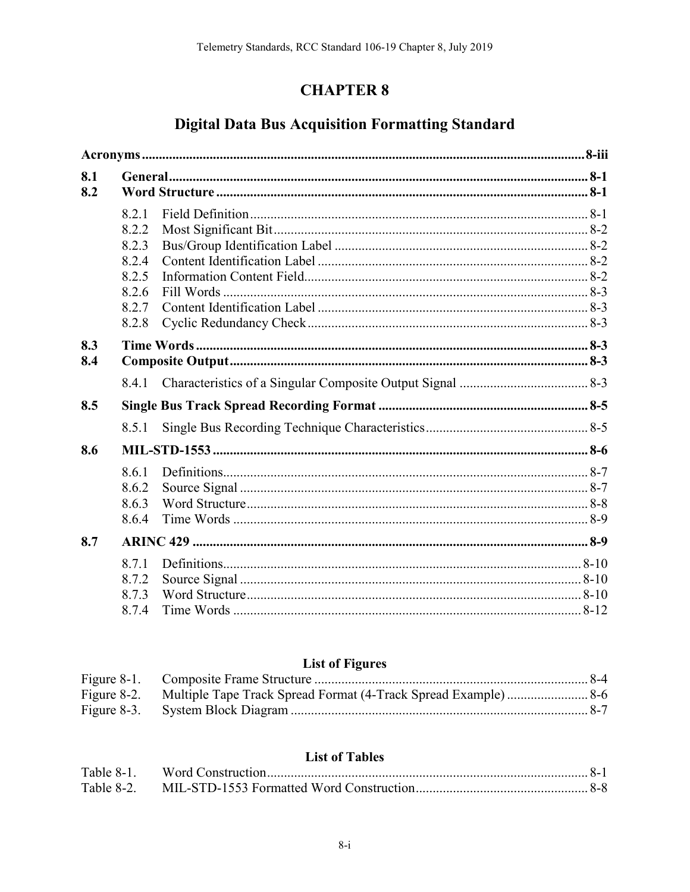# CHAPTER 8

## Digital Data Bus Acquisition Formatting Standard

**Acronyms** .......... 8-iii

**8.1 General** .......... 8-1
**8.2 Word Structure** .......... 8-1

- 8.2.1 Field Definition .......... 8-1
- 8.2.2 Most Significant Bit .......... 8-2
- 8.2.3 Bus/Group Identification Label .......... 8-2
- 8.2.4 Content Identification Label .......... 8-2
- 8.2.5 Information Content Field .......... 8-2
- 8.2.6 Fill Words .......... 8-3
- 8.2.7 Content Identification Label .......... 8-3
- 8.2.8 Cyclic Redundancy Check .......... 8-3

**8.3 Time Words** .......... 8-3
**8.4 Composite Output** .......... 8-3

- 8.4.1 Characteristics of a Singular Composite Output Signal .......... 8-3

**8.5 Single Bus Track Spread Recording Format** .......... 8-5

- 8.5.1 Single Bus Recording Technique Characteristics .......... 8-5

**8.6 MIL-STD-1553** .......... 8-6

- 8.6.1 Definitions .......... 8-7
- 8.6.2 Source Signal .......... 8-7
- 8.6.3 Word Structure .......... 8-8
- 8.6.4 Time Words .......... 8-9

**8.7 ARINC 429** .......... 8-9

- 8.7.1 Definitions .......... 8-10
- 8.7.2 Source Signal .......... 8-10
- 8.7.3 Word Structure .......... 8-10
- 8.7.4 Time Words .......... 8-12

### List of Figures

Figure 8-1. Composite Frame Structure .......... 8-4
Figure 8-2. Multiple Tape Track Spread Format (4-Track Spread Example) .......... 8-6
Figure 8-3. System Block Diagram .......... 8-7

### List of Tables

Table 8-1. Word Construction .......... 8-1
Table 8-2. MIL-STD-1553 Formatted Word Construction .......... 8-8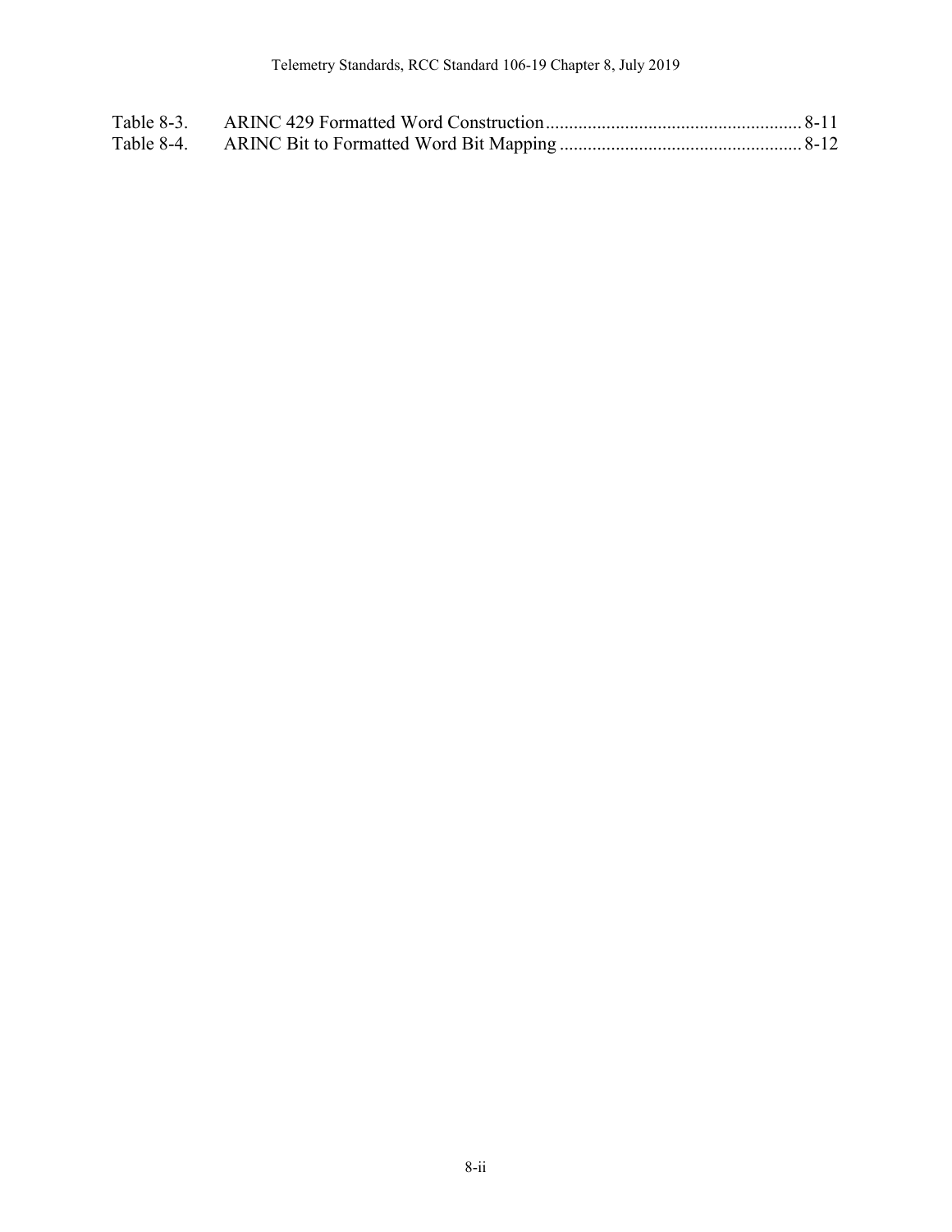Table 8-3. ARINC 429 Formatted Word Construction ...................................................... 8-11
Table 8-4. ARINC Bit to Formatted Word Bit Mapping ................................................... 8-12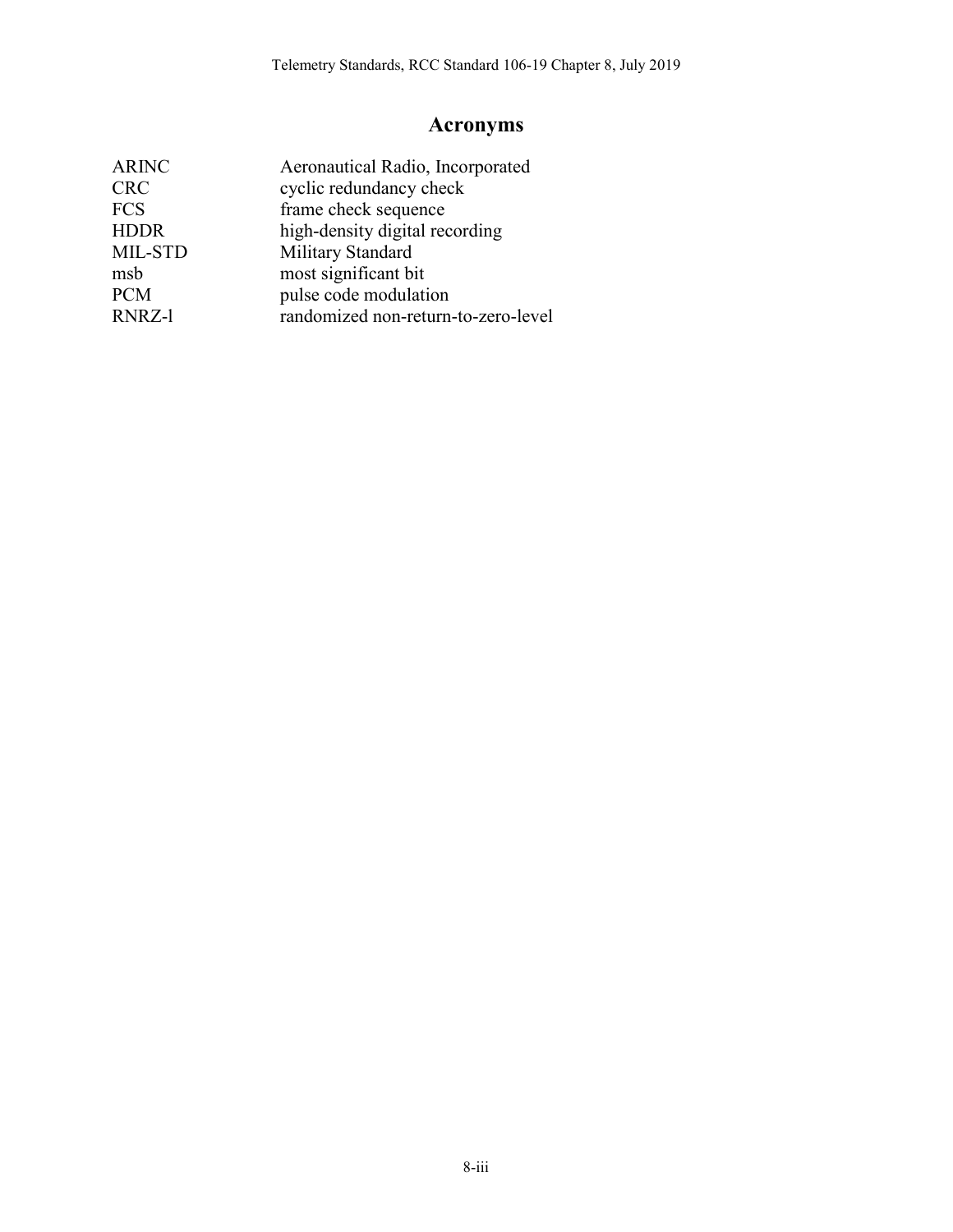# Acronyms

| | |
|---|---|
| ARINC | Aeronautical Radio, Incorporated |
| CRC | cyclic redundancy check |
| FCS | frame check sequence |
| HDDR | high-density digital recording |
| MIL-STD | Military Standard |
| msb | most significant bit |
| PCM | pulse code modulation |
| RNRZ-l | randomized non-return-to-zero-level |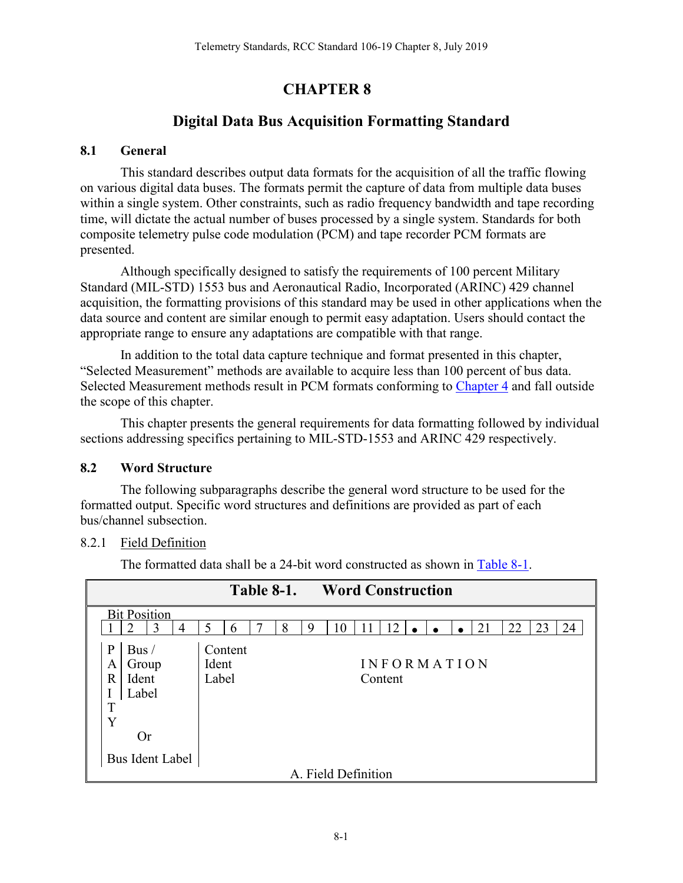# CHAPTER 8

## Digital Data Bus Acquisition Formatting Standard

### 8.1 General

This standard describes output data formats for the acquisition of all the traffic flowing on various digital data buses. The formats permit the capture of data from multiple data buses within a single system. Other constraints, such as radio frequency bandwidth and tape recording time, will dictate the actual number of buses processed by a single system. Standards for both composite telemetry pulse code modulation (PCM) and tape recorder PCM formats are presented.

Although specifically designed to satisfy the requirements of 100 percent Military Standard (MIL-STD) 1553 bus and Aeronautical Radio, Incorporated (ARINC) 429 channel acquisition, the formatting provisions of this standard may be used in other applications when the data source and content are similar enough to permit easy adaptation. Users should contact the appropriate range to ensure any adaptations are compatible with that range.

In addition to the total data capture technique and format presented in this chapter, "Selected Measurement" methods are available to acquire less than 100 percent of bus data. Selected Measurement methods result in PCM formats conforming to Chapter 4 and fall outside the scope of this chapter.

This chapter presents the general requirements for data formatting followed by individual sections addressing specifics pertaining to MIL-STD-1553 and ARINC 429 respectively.

### 8.2 Word Structure

The following subparagraphs describe the general word structure to be used for the formatted output. Specific word structures and definitions are provided as part of each bus/channel subsection.

8.2.1 Field Definition

The formatted data shall be a 24-bit word constructed as shown in Table 8-1.

**Table 8-1. Word Construction**

| Bit Position 1 | 2 | 3 | 4 | 5 | 6 | 7 | 8 | 9 | 10 | 11 | 12 | • | • | • | 21 | 22 | 23 | 24 |
|---|---|---|---|---|---|---|---|---|---|---|---|---|---|---|---|---|---|---|
| PARITY | Bus / Group Ident Label | | | Content Ident Label | | | | | INFORMATION Content | | | | | | | | | |
| Or Bus Ident Label | | | | | | | | | | | | | | | | | | |

A. Field Definition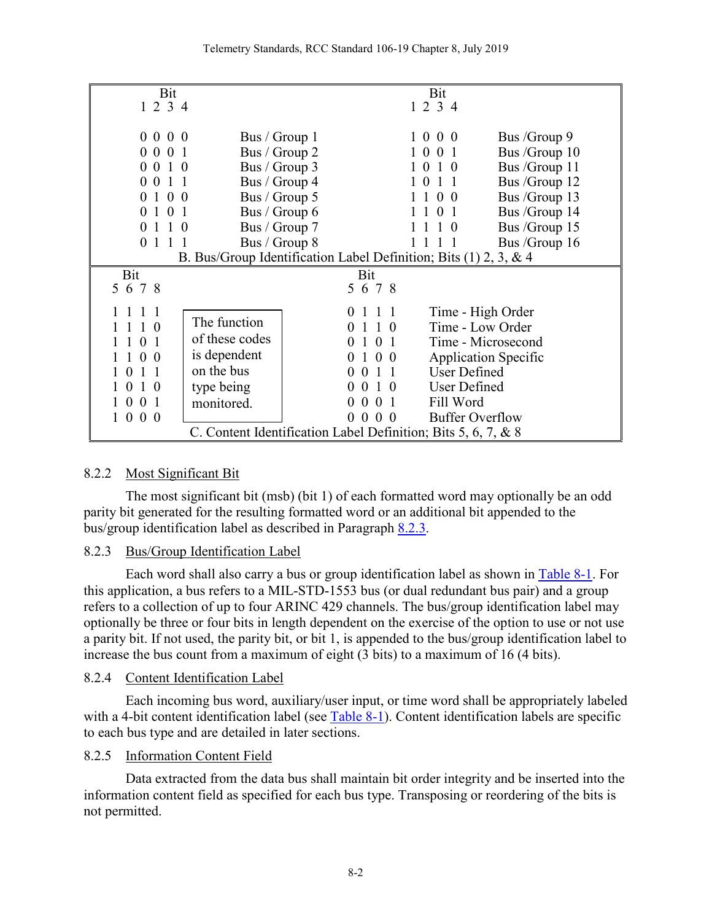| Bit 1 2 3 4 | | Bit 1 2 3 4 | |
|---|---|---|---|
| 0 0 0 0 | Bus / Group 1 | 1 0 0 0 | Bus /Group 9 |
| 0 0 0 1 | Bus / Group 2 | 1 0 0 1 | Bus /Group 10 |
| 0 0 1 0 | Bus / Group 3 | 1 0 1 0 | Bus /Group 11 |
| 0 0 1 1 | Bus / Group 4 | 1 0 1 1 | Bus /Group 12 |
| 0 1 0 0 | Bus / Group 5 | 1 1 0 0 | Bus /Group 13 |
| 0 1 0 1 | Bus / Group 6 | 1 1 0 1 | Bus /Group 14 |
| 0 1 1 0 | Bus / Group 7 | 1 1 1 0 | Bus /Group 15 |
| 0 1 1 1 | Bus / Group 8 | 1 1 1 1 | Bus /Group 16 |

B. Bus/Group Identification Label Definition; Bits (1) 2, 3, & 4

| Bit 5 6 7 8 | | Bit 5 6 7 8 | |
|---|---|---|---|
| 1 1 1 1 | The function of these codes is dependent on the bus type being monitored. | 0 1 1 1 | Time - High Order |
| 1 1 1 0 | | 0 1 1 0 | Time - Low Order |
| 1 1 0 1 | | 0 1 0 1 | Time - Microsecond |
| 1 1 0 0 | | 0 1 0 0 | Application Specific |
| 1 0 1 1 | | 0 0 1 1 | User Defined |
| 1 0 1 0 | | 0 0 1 0 | User Defined |
| 1 0 0 1 | | 0 0 0 1 | Fill Word |
| 1 0 0 0 | | 0 0 0 0 | Buffer Overflow |

C. Content Identification Label Definition; Bits 5, 6, 7, & 8

### 8.2.2 Most Significant Bit

The most significant bit (msb) (bit 1) of each formatted word may optionally be an odd parity bit generated for the resulting formatted word or an additional bit appended to the bus/group identification label as described in Paragraph 8.2.3.

### 8.2.3 Bus/Group Identification Label

Each word shall also carry a bus or group identification label as shown in Table 8-1. For this application, a bus refers to a MIL-STD-1553 bus (or dual redundant bus pair) and a group refers to a collection of up to four ARINC 429 channels. The bus/group identification label may optionally be three or four bits in length dependent on the exercise of the option to use or not use a parity bit. If not used, the parity bit, or bit 1, is appended to the bus/group identification label to increase the bus count from a maximum of eight (3 bits) to a maximum of 16 (4 bits).

### 8.2.4 Content Identification Label

Each incoming bus word, auxiliary/user input, or time word shall be appropriately labeled with a 4-bit content identification label (see Table 8-1). Content identification labels are specific to each bus type and are detailed in later sections.

### 8.2.5 Information Content Field

Data extracted from the data bus shall maintain bit order integrity and be inserted into the information content field as specified for each bus type. Transposing or reordering of the bits is not permitted.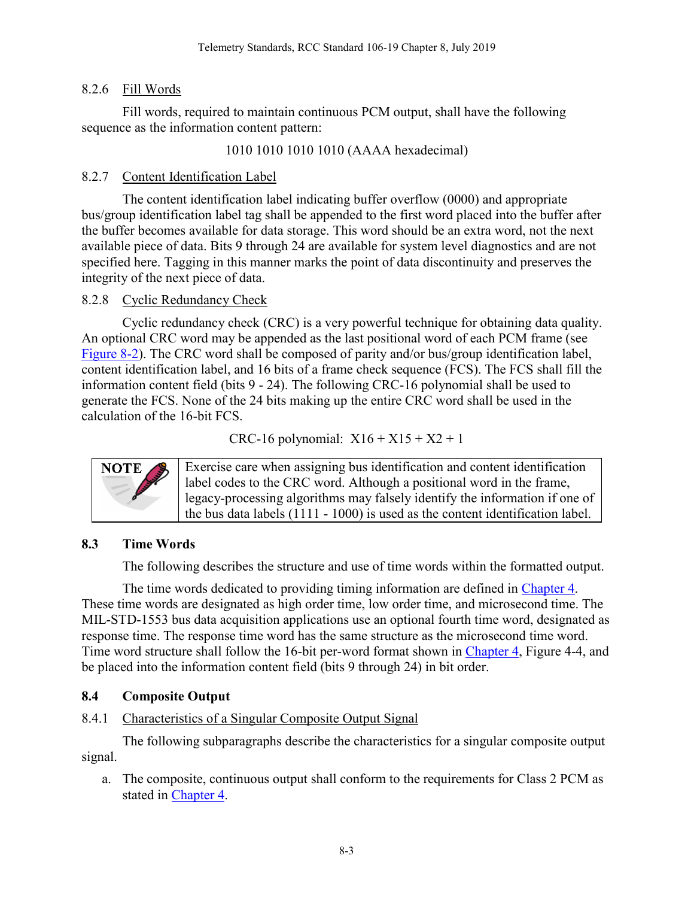#### 8.2.6 Fill Words

Fill words, required to maintain continuous PCM output, shall have the following sequence as the information content pattern:

1010 1010 1010 1010 (AAAA hexadecimal)

#### 8.2.7 Content Identification Label

The content identification label indicating buffer overflow (0000) and appropriate bus/group identification label tag shall be appended to the first word placed into the buffer after the buffer becomes available for data storage. This word should be an extra word, not the next available piece of data. Bits 9 through 24 are available for system level diagnostics and are not specified here. Tagging in this manner marks the point of data discontinuity and preserves the integrity of the next piece of data.

#### 8.2.8 Cyclic Redundancy Check

Cyclic redundancy check (CRC) is a very powerful technique for obtaining data quality. An optional CRC word may be appended as the last positional word of each PCM frame (see Figure 8-2). The CRC word shall be composed of parity and/or bus/group identification label, content identification label, and 16 bits of a frame check sequence (FCS). The FCS shall fill the information content field (bits 9 - 24). The following CRC-16 polynomial shall be used to generate the FCS. None of the 24 bits making up the entire CRC word shall be used in the calculation of the 16-bit FCS.

CRC-16 polynomial: $X^{16} + X^{15} + X^{2} + 1$

| NOTE | Exercise care when assigning bus identification and content identification label codes to the CRC word. Although a positional word in the frame, legacy-processing algorithms may falsely identify the information if one of the bus data labels (1111 - 1000) is used as the content identification label. |
|---|---|

### 8.3 Time Words

The following describes the structure and use of time words within the formatted output.

The time words dedicated to providing timing information are defined in Chapter 4. These time words are designated as high order time, low order time, and microsecond time. The MIL-STD-1553 bus data acquisition applications use an optional fourth time word, designated as response time. The response time word has the same structure as the microsecond time word. Time word structure shall follow the 16-bit per-word format shown in Chapter 4, Figure 4-4, and be placed into the information content field (bits 9 through 24) in bit order.

### 8.4 Composite Output

#### 8.4.1 Characteristics of a Singular Composite Output Signal

The following subparagraphs describe the characteristics for a singular composite output signal.

a. The composite, continuous output shall conform to the requirements for Class 2 PCM as stated in Chapter 4.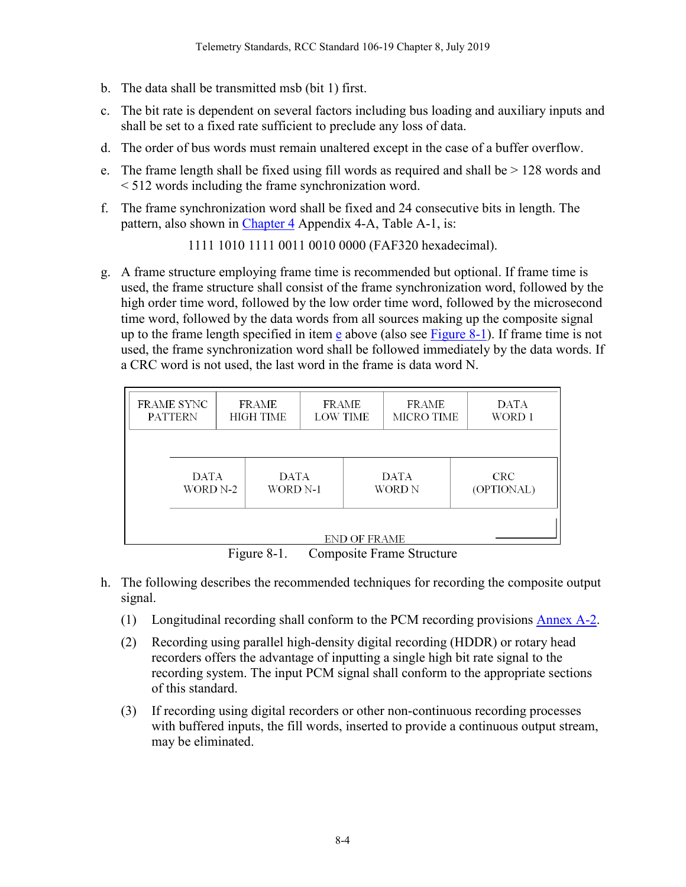b. The data shall be transmitted msb (bit 1) first.

c. The bit rate is dependent on several factors including bus loading and auxiliary inputs and shall be set to a fixed rate sufficient to preclude any loss of data.

d. The order of bus words must remain unaltered except in the case of a buffer overflow.

e. The frame length shall be fixed using fill words as required and shall be > 128 words and < 512 words including the frame synchronization word.

f. The frame synchronization word shall be fixed and 24 consecutive bits in length. The pattern, also shown in Chapter 4 Appendix 4-A, Table A-1, is:

   1111 1010 1111 0011 0010 0000 (FAF320 hexadecimal).

g. A frame structure employing frame time is recommended but optional. If frame time is used, the frame structure shall consist of the frame synchronization word, followed by the high order time word, followed by the low order time word, followed by the microsecond time word, followed by the data words from all sources making up the composite signal up to the frame length specified in item e above (also see Figure 8-1). If frame time is not used, the frame synchronization word shall be followed immediately by the data words. If a CRC word is not used, the last word in the frame is data word N.

| FRAME SYNC PATTERN | FRAME HIGH TIME | FRAME LOW TIME | FRAME MICRO TIME | DATA WORD 1 |
|---|---|---|---|---|

| DATA WORD N-2 | DATA WORD N-1 | DATA WORD N | CRC (OPTIONAL) |
|---|---|---|---|

END OF FRAME

Figure 8-1. Composite Frame Structure

h. The following describes the recommended techniques for recording the composite output signal.

   (1) Longitudinal recording shall conform to the PCM recording provisions Annex A-2.

   (2) Recording using parallel high-density digital recording (HDDR) or rotary head recorders offers the advantage of inputting a single high bit rate signal to the recording system. The input PCM signal shall conform to the appropriate sections of this standard.

   (3) If recording using digital recorders or other non-continuous recording processes with buffered inputs, the fill words, inserted to provide a continuous output stream, may be eliminated.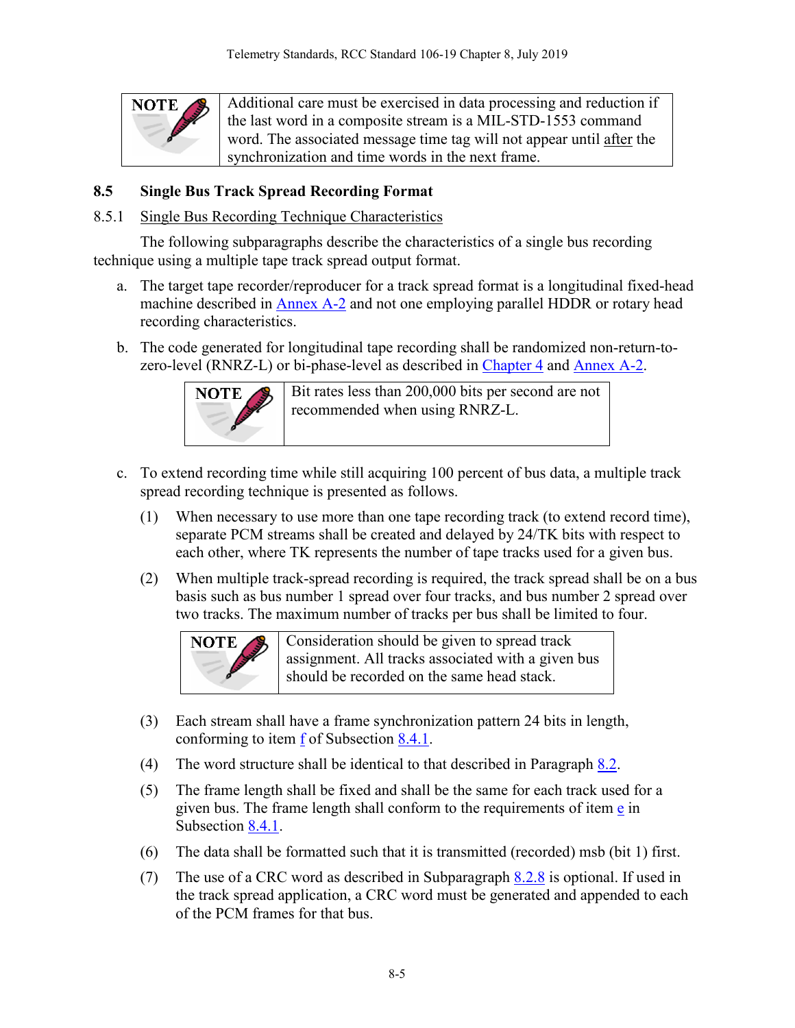> **NOTE** Additional care must be exercised in data processing and reduction if the last word in a composite stream is a MIL-STD-1553 command word. The associated message time tag will not appear until after the synchronization and time words in the next frame.

### 8.5 Single Bus Track Spread Recording Format

#### 8.5.1 Single Bus Recording Technique Characteristics

The following subparagraphs describe the characteristics of a single bus recording technique using a multiple tape track spread output format.

a. The target tape recorder/reproducer for a track spread format is a longitudinal fixed-head machine described in Annex A-2 and not one employing parallel HDDR or rotary head recording characteristics.

b. The code generated for longitudinal tape recording shall be randomized non-return-to-zero-level (RNRZ-L) or bi-phase-level as described in Chapter 4 and Annex A-2.

> **NOTE** Bit rates less than 200,000 bits per second are not recommended when using RNRZ-L.

c. To extend recording time while still acquiring 100 percent of bus data, a multiple track spread recording technique is presented as follows.

   (1) When necessary to use more than one tape recording track (to extend record time), separate PCM streams shall be created and delayed by 24/TK bits with respect to each other, where TK represents the number of tape tracks used for a given bus.

   (2) When multiple track-spread recording is required, the track spread shall be on a bus basis such as bus number 1 spread over four tracks, and bus number 2 spread over two tracks. The maximum number of tracks per bus shall be limited to four.

   > **NOTE** Consideration should be given to spread track assignment. All tracks associated with a given bus should be recorded on the same head stack.

   (3) Each stream shall have a frame synchronization pattern 24 bits in length, conforming to item f of Subsection 8.4.1.

   (4) The word structure shall be identical to that described in Paragraph 8.2.

   (5) The frame length shall be fixed and shall be the same for each track used for a given bus. The frame length shall conform to the requirements of item e in Subsection 8.4.1.

   (6) The data shall be formatted such that it is transmitted (recorded) msb (bit 1) first.

   (7) The use of a CRC word as described in Subparagraph 8.2.8 is optional. If used in the track spread application, a CRC word must be generated and appended to each of the PCM frames for that bus.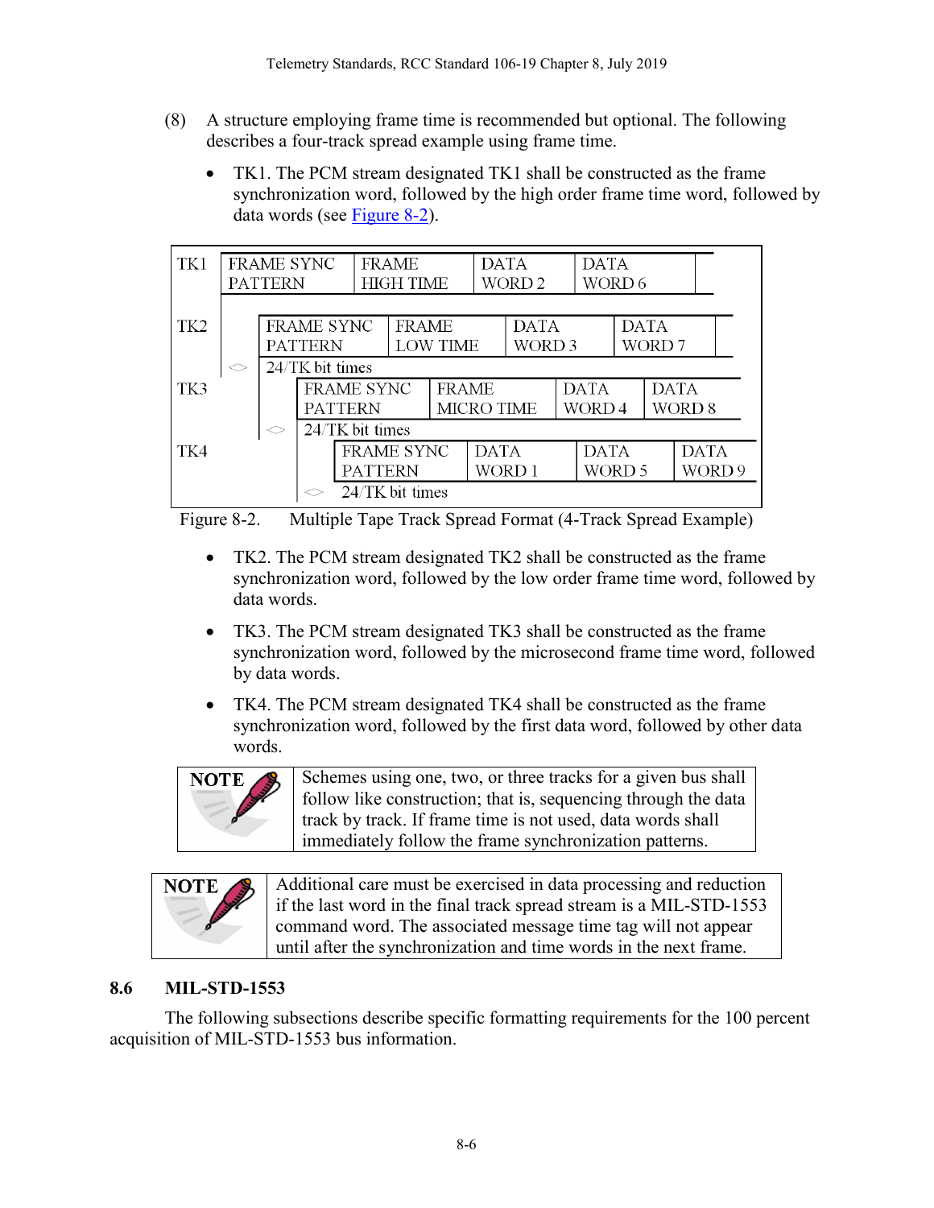(8) A structure employing frame time is recommended but optional. The following describes a four-track spread example using frame time.

- TK1. The PCM stream designated TK1 shall be constructed as the frame synchronization word, followed by the high order frame time word, followed by data words (see Figure 8-2).

| | | | | | | | |
|---|---|---|---|---|---|---|---|
| TK1 | FRAME SYNC PATTERN | FRAME HIGH TIME | DATA WORD 2 | DATA WORD 6 | | | |
| TK2 | <> | FRAME SYNC PATTERN | FRAME LOW TIME | DATA WORD 3 | DATA WORD 7 | | |
| | | 24/TK bit times | | | | | |
| TK3 | | <> | FRAME SYNC PATTERN | FRAME MICRO TIME | DATA WORD 4 | DATA WORD 8 | |
| | | | 24/TK bit times | | | | |
| TK4 | | | <> | FRAME SYNC PATTERN | DATA WORD 1 | DATA WORD 5 | DATA WORD 9 |
| | | | | 24/TK bit times | | | |

Figure 8-2. Multiple Tape Track Spread Format (4-Track Spread Example)

- TK2. The PCM stream designated TK2 shall be constructed as the frame synchronization word, followed by the low order frame time word, followed by data words.
- TK3. The PCM stream designated TK3 shall be constructed as the frame synchronization word, followed by the microsecond frame time word, followed by data words.
- TK4. The PCM stream designated TK4 shall be constructed as the frame synchronization word, followed by the first data word, followed by other data words.

**NOTE** Schemes using one, two, or three tracks for a given bus shall follow like construction; that is, sequencing through the data track by track. If frame time is not used, data words shall immediately follow the frame synchronization patterns.

**NOTE** Additional care must be exercised in data processing and reduction if the last word in the final track spread stream is a MIL-STD-1553 command word. The associated message time tag will not appear until after the synchronization and time words in the next frame.

## 8.6 MIL-STD-1553

The following subsections describe specific formatting requirements for the 100 percent acquisition of MIL-STD-1553 bus information.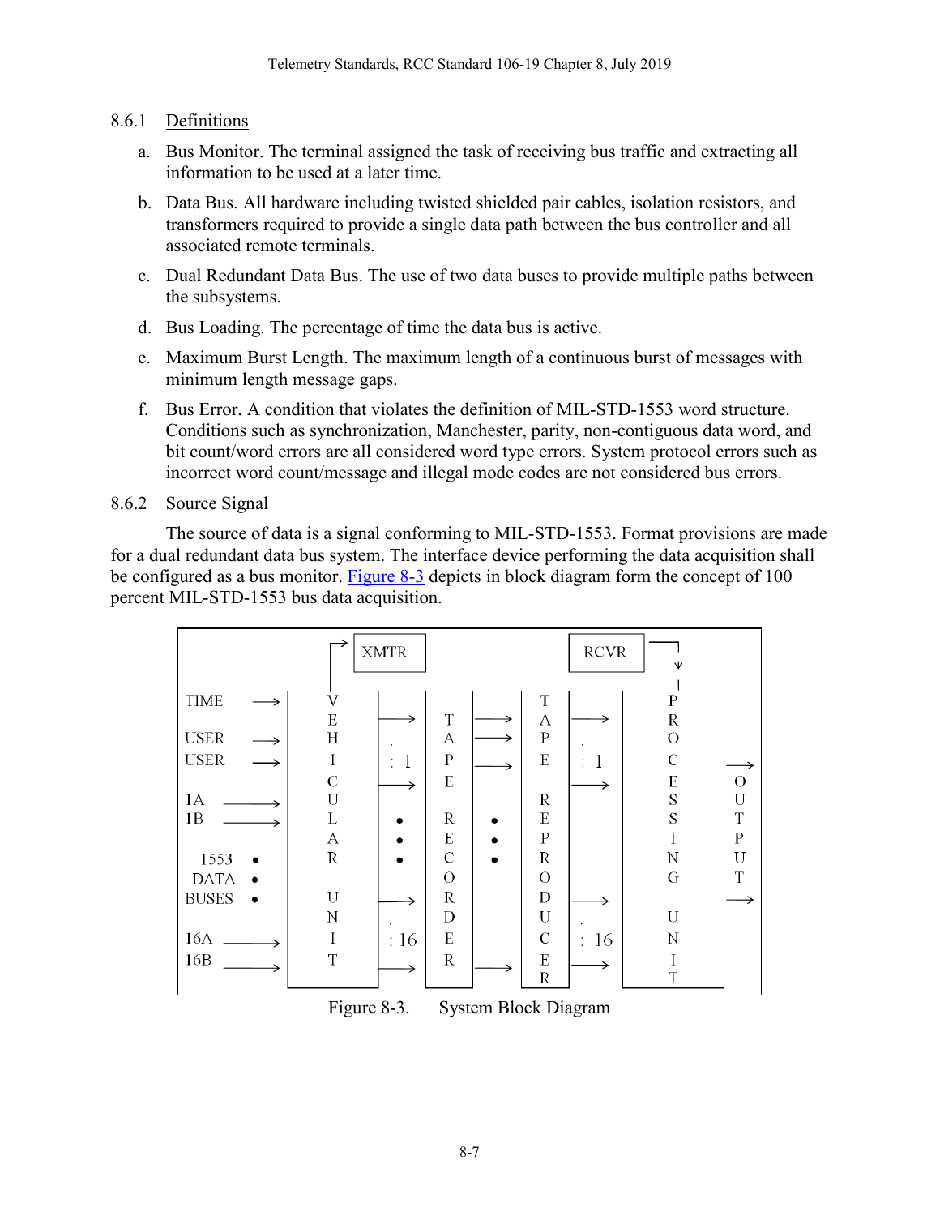### 8.6.1 Definitions

a. Bus Monitor. The terminal assigned the task of receiving bus traffic and extracting all information to be used at a later time.

b. Data Bus. All hardware including twisted shielded pair cables, isolation resistors, and transformers required to provide a single data path between the bus controller and all associated remote terminals.

c. Dual Redundant Data Bus. The use of two data buses to provide multiple paths between the subsystems.

d. Bus Loading. The percentage of time the data bus is active.

e. Maximum Burst Length. The maximum length of a continuous burst of messages with minimum length message gaps.

f. Bus Error. A condition that violates the definition of MIL-STD-1553 word structure. Conditions such as synchronization, Manchester, parity, non-contiguous data word, and bit count/word errors are all considered word type errors. System protocol errors such as incorrect word count/message and illegal mode codes are not considered bus errors.

### 8.6.2 Source Signal

The source of data is a signal conforming to MIL-STD-1553. Format provisions are made for a dual redundant data bus system. The interface device performing the data acquisition shall be configured as a bus monitor. Figure 8-3 depicts in block diagram form the concept of 100 percent MIL-STD-1553 bus data acquisition.

Figure 8-3. System Block Diagram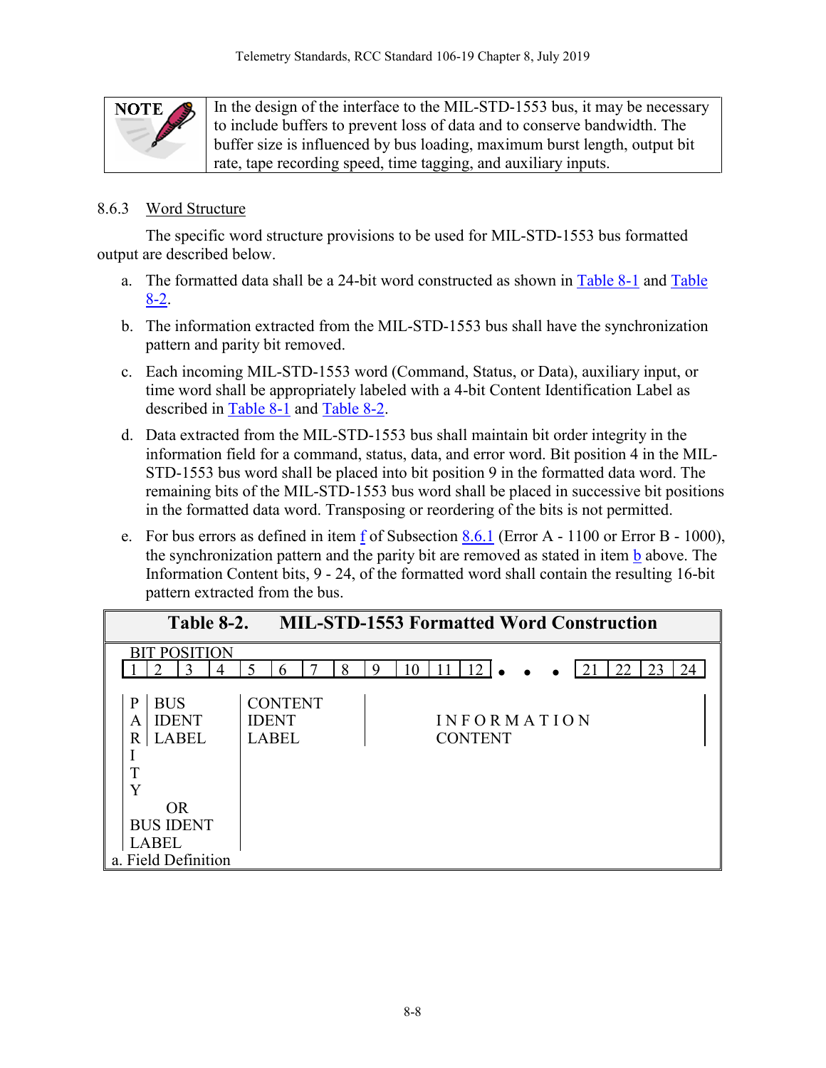> **NOTE** In the design of the interface to the MIL-STD-1553 bus, it may be necessary to include buffers to prevent loss of data and to conserve bandwidth. The buffer size is influenced by bus loading, maximum burst length, output bit rate, tape recording speed, time tagging, and auxiliary inputs.

### 8.6.3 Word Structure

The specific word structure provisions to be used for MIL-STD-1553 bus formatted output are described below.

a. The formatted data shall be a 24-bit word constructed as shown in Table 8-1 and Table 8-2.

b. The information extracted from the MIL-STD-1553 bus shall have the synchronization pattern and parity bit removed.

c. Each incoming MIL-STD-1553 word (Command, Status, or Data), auxiliary input, or time word shall be appropriately labeled with a 4-bit Content Identification Label as described in Table 8-1 and Table 8-2.

d. Data extracted from the MIL-STD-1553 bus shall maintain bit order integrity in the information field for a command, status, data, and error word. Bit position 4 in the MIL-STD-1553 bus word shall be placed into bit position 9 in the formatted data word. The remaining bits of the MIL-STD-1553 bus word shall be placed in successive bit positions in the formatted data word. Transposing or reordering of the bits is not permitted.

e. For bus errors as defined in item f of Subsection 8.6.1 (Error A - 1100 or Error B - 1000), the synchronization pattern and the parity bit are removed as stated in item b above. The Information Content bits, 9 - 24, of the formatted word shall contain the resulting 16-bit pattern extracted from the bus.

**Table 8-2. MIL-STD-1553 Formatted Word Construction**

| BIT POSITION | | | | | | | | | | | | | | | |
|---|---|---|---|---|---|---|---|---|---|---|---|---|---|---|---|
| 1 | 2 | 3 | 4 | 5 | 6 | 7 | 8 | 9 | 10 | 11 | 12 | • • • | 21 | 22 | 23 | 24 |
| PARITY | BUS IDENT LABEL | | | CONTENT IDENT LABEL | | | | INFORMATION CONTENT | | | | | | | |
| OR BUS IDENT LABEL | | | | | | | | | | | | | | | |

a. Field Definition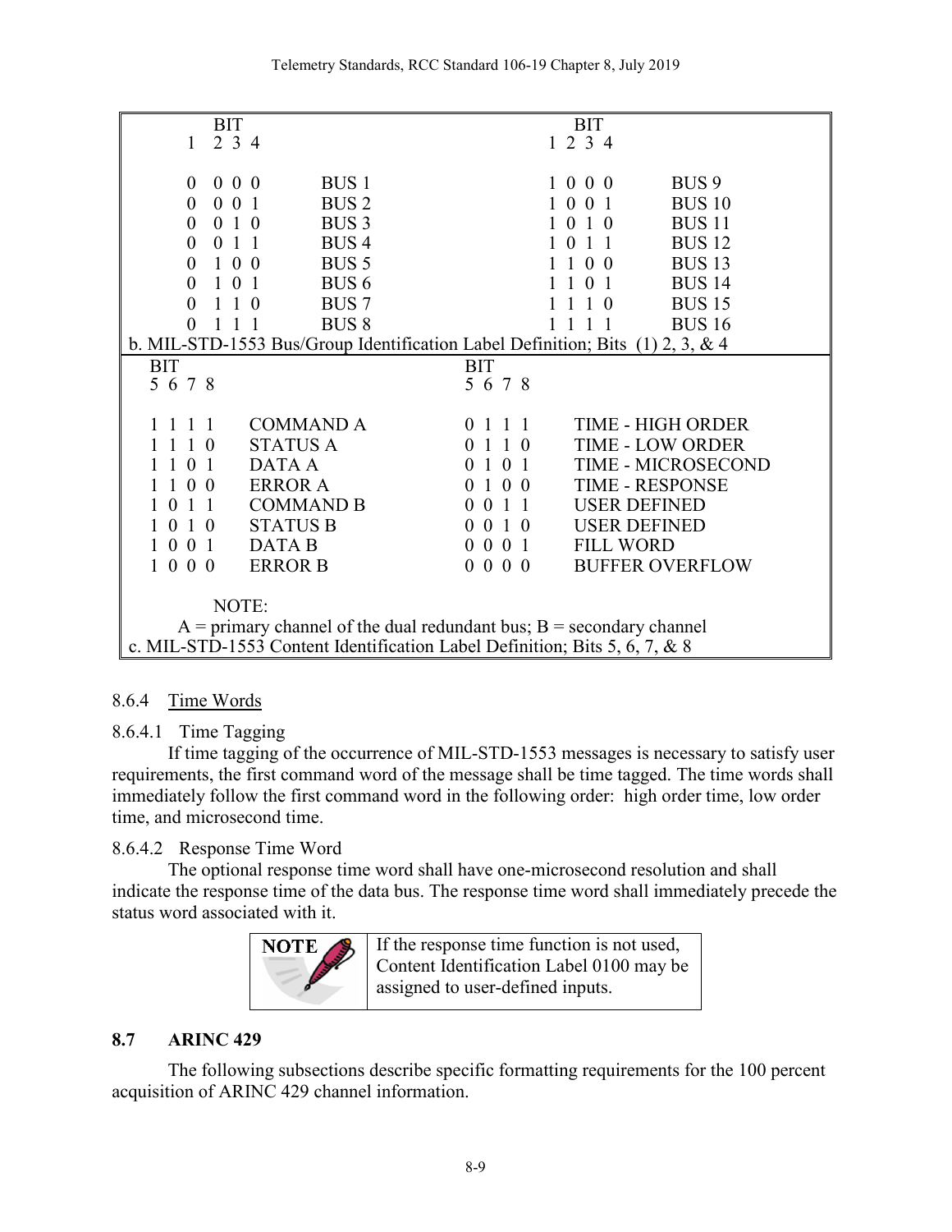| BIT 1 2 3 4 | | BIT 1 2 3 4 | |
|---|---|---|---|
| 0 0 0 0 | BUS 1 | 1 0 0 0 | BUS 9 |
| 0 0 0 1 | BUS 2 | 1 0 0 1 | BUS 10 |
| 0 0 1 0 | BUS 3 | 1 0 1 0 | BUS 11 |
| 0 0 1 1 | BUS 4 | 1 0 1 1 | BUS 12 |
| 0 1 0 0 | BUS 5 | 1 1 0 0 | BUS 13 |
| 0 1 0 1 | BUS 6 | 1 1 0 1 | BUS 14 |
| 0 1 1 0 | BUS 7 | 1 1 1 0 | BUS 15 |
| 0 1 1 1 | BUS 8 | 1 1 1 1 | BUS 16 |

b. MIL-STD-1553 Bus/Group Identification Label Definition; Bits (1) 2, 3, & 4

| BIT 5 6 7 8 | | BIT 5 6 7 8 | |
|---|---|---|---|
| 1 1 1 1 | COMMAND A | 0 1 1 1 | TIME - HIGH ORDER |
| 1 1 1 0 | STATUS A | 0 1 1 0 | TIME - LOW ORDER |
| 1 1 0 1 | DATA A | 0 1 0 1 | TIME - MICROSECOND |
| 1 1 0 0 | ERROR A | 0 1 0 0 | TIME - RESPONSE |
| 1 0 1 1 | COMMAND B | 0 0 1 1 | USER DEFINED |
| 1 0 1 0 | STATUS B | 0 0 1 0 | USER DEFINED |
| 1 0 0 1 | DATA B | 0 0 0 1 | FILL WORD |
| 1 0 0 0 | ERROR B | 0 0 0 0 | BUFFER OVERFLOW |

NOTE:
A = primary channel of the dual redundant bus; B = secondary channel

c. MIL-STD-1553 Content Identification Label Definition; Bits 5, 6, 7, & 8

### 8.6.4 Time Words

#### 8.6.4.1 Time Tagging

If time tagging of the occurrence of MIL-STD-1553 messages is necessary to satisfy user requirements, the first command word of the message shall be time tagged. The time words shall immediately follow the first command word in the following order: high order time, low order time, and microsecond time.

#### 8.6.4.2 Response Time Word

The optional response time word shall have one-microsecond resolution and shall indicate the response time of the data bus. The response time word shall immediately precede the status word associated with it.

**NOTE** If the response time function is not used, Content Identification Label 0100 may be assigned to user-defined inputs.

## 8.7 ARINC 429

The following subsections describe specific formatting requirements for the 100 percent acquisition of ARINC 429 channel information.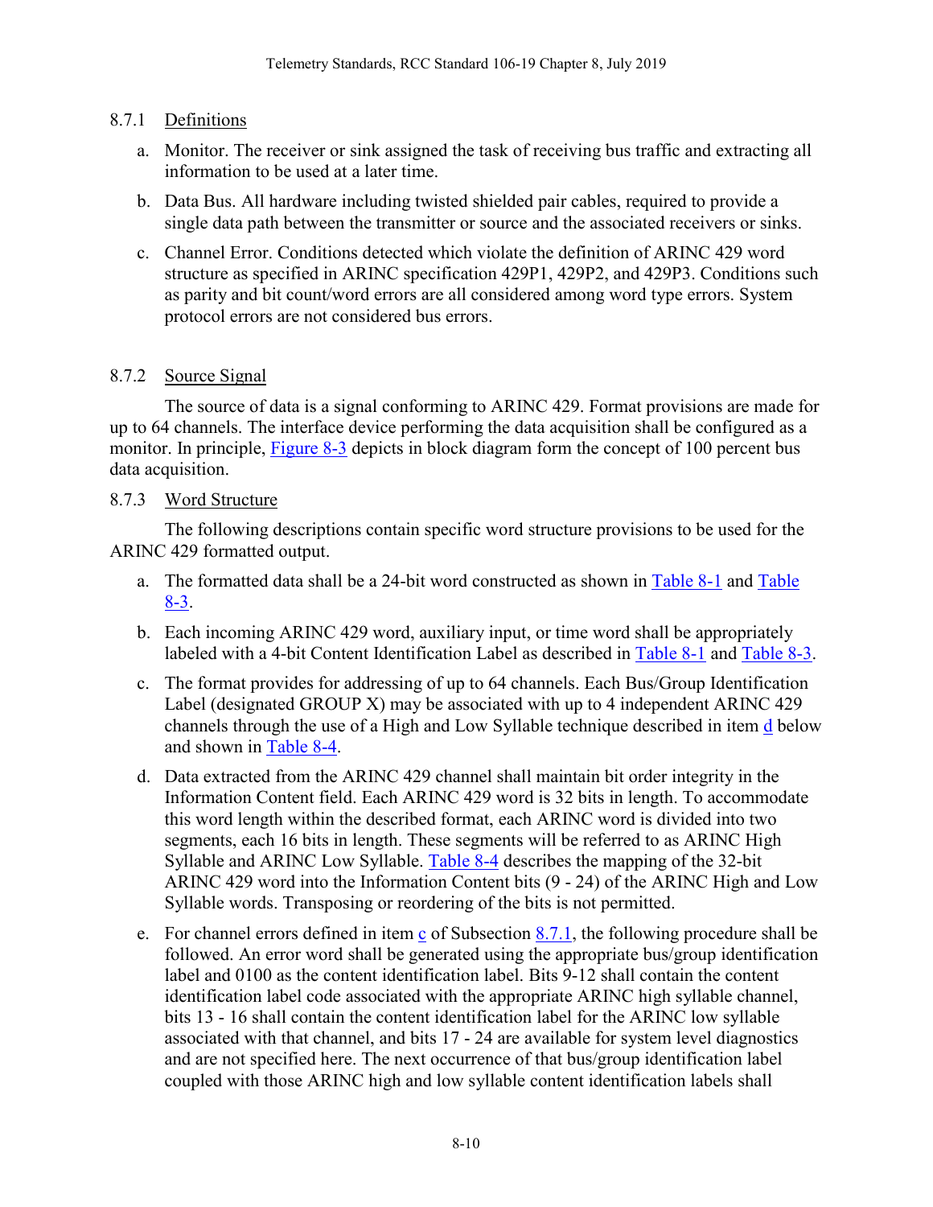### 8.7.1 Definitions

a. Monitor. The receiver or sink assigned the task of receiving bus traffic and extracting all information to be used at a later time.

b. Data Bus. All hardware including twisted shielded pair cables, required to provide a single data path between the transmitter or source and the associated receivers or sinks.

c. Channel Error. Conditions detected which violate the definition of ARINC 429 word structure as specified in ARINC specification 429P1, 429P2, and 429P3. Conditions such as parity and bit count/word errors are all considered among word type errors. System protocol errors are not considered bus errors.

### 8.7.2 Source Signal

The source of data is a signal conforming to ARINC 429. Format provisions are made for up to 64 channels. The interface device performing the data acquisition shall be configured as a monitor. In principle, Figure 8-3 depicts in block diagram form the concept of 100 percent bus data acquisition.

### 8.7.3 Word Structure

The following descriptions contain specific word structure provisions to be used for the ARINC 429 formatted output.

a. The formatted data shall be a 24-bit word constructed as shown in Table 8-1 and Table 8-3.

b. Each incoming ARINC 429 word, auxiliary input, or time word shall be appropriately labeled with a 4-bit Content Identification Label as described in Table 8-1 and Table 8-3.

c. The format provides for addressing of up to 64 channels. Each Bus/Group Identification Label (designated GROUP X) may be associated with up to 4 independent ARINC 429 channels through the use of a High and Low Syllable technique described in item d below and shown in Table 8-4.

d. Data extracted from the ARINC 429 channel shall maintain bit order integrity in the Information Content field. Each ARINC 429 word is 32 bits in length. To accommodate this word length within the described format, each ARINC word is divided into two segments, each 16 bits in length. These segments will be referred to as ARINC High Syllable and ARINC Low Syllable. Table 8-4 describes the mapping of the 32-bit ARINC 429 word into the Information Content bits (9 - 24) of the ARINC High and Low Syllable words. Transposing or reordering of the bits is not permitted.

e. For channel errors defined in item c of Subsection 8.7.1, the following procedure shall be followed. An error word shall be generated using the appropriate bus/group identification label and 0100 as the content identification label. Bits 9-12 shall contain the content identification label code associated with the appropriate ARINC high syllable channel, bits 13 - 16 shall contain the content identification label for the ARINC low syllable associated with that channel, and bits 17 - 24 are available for system level diagnostics and are not specified here. The next occurrence of that bus/group identification label coupled with those ARINC high and low syllable content identification labels shall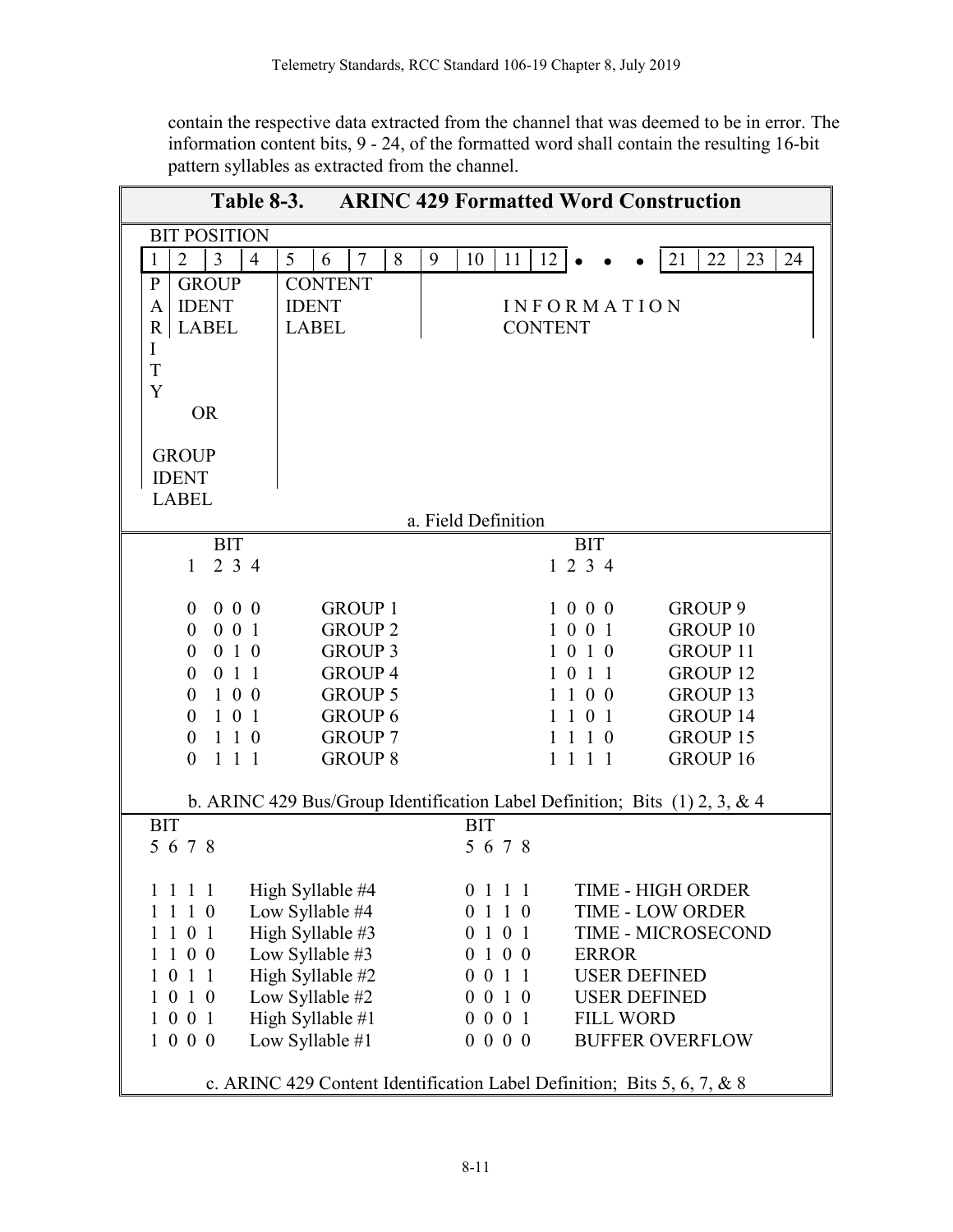contain the respective data extracted from the channel that was deemed to be in error. The information content bits, 9 - 24, of the formatted word shall contain the resulting 16-bit pattern syllables as extracted from the channel.

**Table 8-3. ARINC 429 Formatted Word Construction**

BIT POSITION

| 1 | 2 | 3 | 4 | 5 | 6 | 7 | 8 | 9 | 10 | 11 | 12 | • • • | 21 | 22 | 23 | 24 |
|---|---|---|---|---|---|---|---|---|---|---|---|---|---|---|---|---|
| PARITY OR GROUP IDENT LABEL | GROUP IDENT LABEL | | | CONTENT IDENT LABEL | | | | INFORMATION CONTENT | | | | | | | | |

a. Field Definition

| BIT 1 2 3 4 | | BIT 1 2 3 4 | |
|---|---|---|---|
| 0 0 0 0 | GROUP 1 | 1 0 0 0 | GROUP 9 |
| 0 0 0 1 | GROUP 2 | 1 0 0 1 | GROUP 10 |
| 0 0 1 0 | GROUP 3 | 1 0 1 0 | GROUP 11 |
| 0 0 1 1 | GROUP 4 | 1 0 1 1 | GROUP 12 |
| 0 1 0 0 | GROUP 5 | 1 1 0 0 | GROUP 13 |
| 0 1 0 1 | GROUP 6 | 1 1 0 1 | GROUP 14 |
| 0 1 1 0 | GROUP 7 | 1 1 1 0 | GROUP 15 |
| 0 1 1 1 | GROUP 8 | 1 1 1 1 | GROUP 16 |

b. ARINC 429 Bus/Group Identification Label Definition; Bits (1) 2, 3, & 4

| BIT 5 6 7 8 | | BIT 5 6 7 8 | |
|---|---|---|---|
| 1 1 1 1 | High Syllable #4 | 0 1 1 1 | TIME - HIGH ORDER |
| 1 1 1 0 | Low Syllable #4 | 0 1 1 0 | TIME - LOW ORDER |
| 1 1 0 1 | High Syllable #3 | 0 1 0 1 | TIME - MICROSECOND |
| 1 1 0 0 | Low Syllable #3 | 0 1 0 0 | ERROR |
| 1 0 1 1 | High Syllable #2 | 0 0 1 1 | USER DEFINED |
| 1 0 1 0 | Low Syllable #2 | 0 0 1 0 | USER DEFINED |
| 1 0 0 1 | High Syllable #1 | 0 0 0 1 | FILL WORD |
| 1 0 0 0 | Low Syllable #1 | 0 0 0 0 | BUFFER OVERFLOW |

c. ARINC 429 Content Identification Label Definition; Bits 5, 6, 7, & 8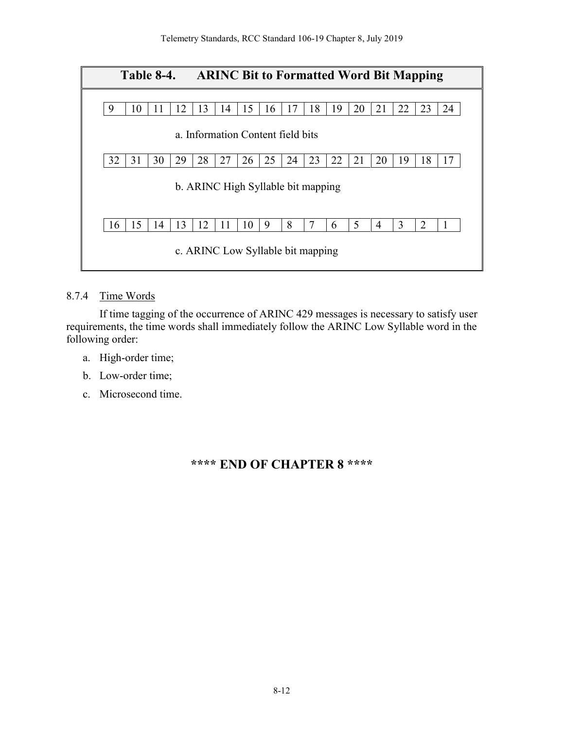**Table 8-4. ARINC Bit to Formatted Word Bit Mapping**

| | | | | | | | | | | | | | | | |
|---|---|---|---|---|---|---|---|---|---|---|---|---|---|---|---|
| 9 | 10 | 11 | 12 | 13 | 14 | 15 | 16 | 17 | 18 | 19 | 20 | 21 | 22 | 23 | 24 |

a. Information Content field bits

| | | | | | | | | | | | | | | | |
|---|---|---|---|---|---|---|---|---|---|---|---|---|---|---|---|
| 32 | 31 | 30 | 29 | 28 | 27 | 26 | 25 | 24 | 23 | 22 | 21 | 20 | 19 | 18 | 17 |

b. ARINC High Syllable bit mapping

| | | | | | | | | | | | | | | | |
|---|---|---|---|---|---|---|---|---|---|---|---|---|---|---|---|
| 16 | 15 | 14 | 13 | 12 | 11 | 10 | 9 | 8 | 7 | 6 | 5 | 4 | 3 | 2 | 1 |

c. ARINC Low Syllable bit mapping

### 8.7.4 Time Words

If time tagging of the occurrence of ARINC 429 messages is necessary to satisfy user requirements, the time words shall immediately follow the ARINC Low Syllable word in the following order:

a. High-order time;

b. Low-order time;

c. Microsecond time.

**\*\*\*\* END OF CHAPTER 8 \*\*\*\***